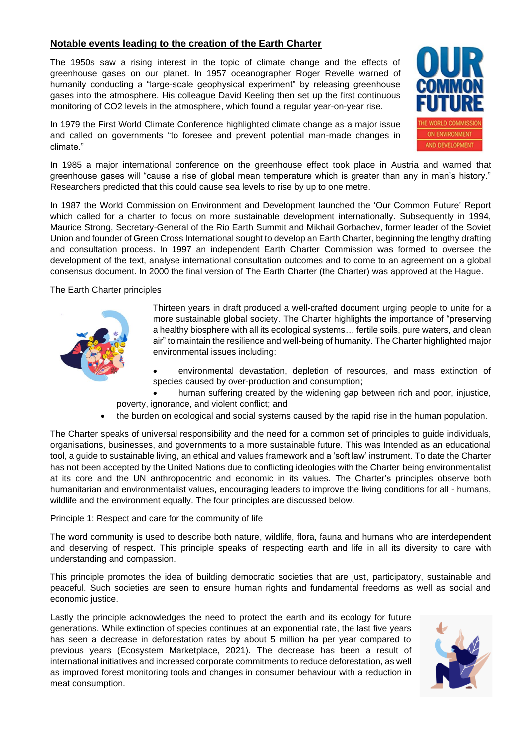## Notable events leading to the creation of the Earth Charter

The 1950s saw a rising interest in the topic of climate change and the effects of greenhouse gases on our planet. In 1957 oceanographer Roger Revelle warned of humanity conducting a "large-scale geophysical experiment" by releasing greenhouse gases into the atmosphere. His colleague David Keeling then set up the first continuous monitoring of CO2 levels in the atmosphere, which found a regular year-on-year rise.

In 1979 the First World Climate Conference highlighted climate change as a major issue and called on governments "to foresee and prevent potential man-made changes in climate."

In 1985 a major international conference on the greenhouse effect took place in Austria and warned that greenhouse gases will "cause a rise of global mean temperature which is greater than any in man's history." Researchers predicted that this could cause sea levels to rise by up to one metre.

In 1987 the World Commission on Environment and Development launched the 'Our Common Future' Report which called for a charter to focus on more sustainable development internationally. Subsequently in 1994, Maurice Strong, Secretary-General of the Rio Earth Summit and Mikhail Gorbachev, former leader of the Soviet Union and founder of Green Cross International sought to develop an Earth Charter, beginning the lengthy drafting and consultation process. In 1997 an independent Earth Charter Commission was formed to oversee the development of the text, analyse international consultation outcomes and to come to an agreement on a global consensus document. In 2000 the final version of The Earth Charter (the Charter) was approved at the Hague.

### The Earth Charter principles

Thirteen years in draft produced a well-crafted document urging people to unite for a more sustainable global society. The Charter highlights the importance of "preserving a healthy biosphere with all its ecological systems… fertile soils, pure waters, and clean air" to maintain the resilience and well-being of humanity. The Charter highlighted major environmental issues including:

- environmental devastation, depletion of resources, and mass extinction of species caused by over-production and consumption;
- human suffering created by the widening gap between rich and poor, injustice, poverty, ignorance, and violent conflict; and
- the burden on ecological and social systems caused by the rapid rise in the human population.

The Charter speaks of universal responsibility and the need for a common set of principles to guide individuals, organisations, businesses, and governments to a more sustainable future. This was Intended as an educational tool, a guide to sustainable living, an ethical and values framework and a 'soft law' instrument. To date the Charter has not been accepted by the United Nations due to conflicting ideologies with the Charter being environmentalist at its core and the UN anthropocentric and economic in its values. The Charter's principles observe both humanitarian and environmentalist values, encouraging leaders to improve the living conditions for all - humans, wildlife and the environment equally. The four principles are discussed below.

### Principle 1: Respect and care for the community of life

The word community is used to describe both nature, wildlife, flora, fauna and humans who are interdependent and deserving of respect. This principle speaks of respecting earth and life in all its diversity to care with understanding and compassion.

This principle promotes the idea of building democratic societies that are just, participatory, sustainable and peaceful. Such societies are seen to ensure human rights and fundamental freedoms as well as social and economic justice.

Lastly the principle acknowledges the need to protect the earth and its ecology for future generations. While extinction of species continues at an exponential rate, the last five years has seen a decrease in deforestation rates by about 5 million ha per year compared to previous years (Ecosystem Marketplace, 2021). The decrease has been a result of international initiatives and increased corporate commitments to reduce deforestation, as well as improved forest monitoring tools and changes in consumer behaviour with a reduction in meat consumption.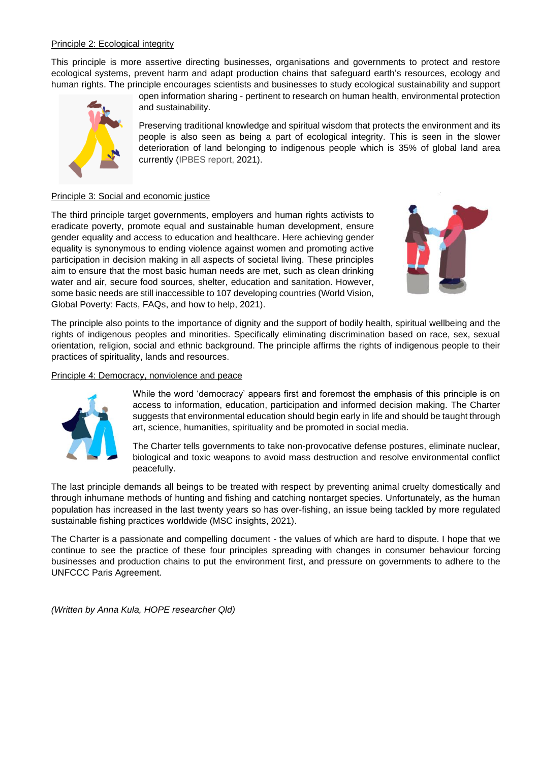Principle 2: Ecological integrity

This principle is more assertive directing businesses, organisations and governments to protect and restore ecological systems, prevent harm and adapt production chains that safeguard earth's resources, ecology and human rights. The principle encourages scientists and businesses to study ecological sustainability and support open information sharing - pertinent to research on human health, environmental protection and sustainability.

Preserving traditional knowledge and spiritual wisdom that protects the environment and its people is also seen as being a part of ecological integrity. This is seen in the slower deterioration of land belonging to indigenous people which is 35% of global land area currently (IPBES report, 2021).

Principle 3: Social and economic justice

The third principle target governments, employers and human rights activists to eradicate poverty, promote equal and sustainable human development, ensure gender equality and access to education and healthcare. Here achieving gender equality is synonymous to ending violence against women and promoting active participation in decision making in all aspects of societal living. These principles aim to ensure that the most basic human needs are met, such as clean drinking water and air, secure food sources, shelter, education and sanitation. However, some basic needs are still inaccessible to 107 developing countries (World Vision, Global Poverty: Facts, FAQs, and how to help, 2021).

The principle also points to the importance of dignity and the support of bodily health, spiritual wellbeing and the rights of indigenous peoples and minorities. Specifically eliminating discrimination based on race, sex, sexual orientation, religion, social and ethnic background. The principle affirms the rights of indigenous people to their practices of spirituality, lands and resources.

Principle 4: Democracy, nonviolence and peace

While the word 'democracy' appears first and foremost the emphasis of this principle is on access to information, education, participation and informed decision making. The Charter suggests that environmental education should begin early in life and should be taught through art, science, humanities, spirituality and be promoted in social media.

The Charter tells governments to take non-provocative defense postures, eliminate nuclear, biological and toxic weapons to avoid mass destruction and resolve environmental conflict peacefully.

The last principle demands all beings to be treated with respect by preventing animal cruelty domestically and through inhumane methods of hunting and fishing and catching nontarget species. Unfortunately, as the human population has increased in the last twenty years so has over-fishing, an issue being tackled by more regulated sustainable fishing practices worldwide (MSC insights, 2021).

The Charter is a passionate and compelling document - the values of which are hard to dispute. I hope that we continue to see the practice of these four principles spreading with changes in consumer behaviour forcing businesses and production chains to put the environment first, and pressure on governments to adhere to the UNFCCC Paris Agreement.

*(Written by Anna Kula, HOPE researcher Qld)*